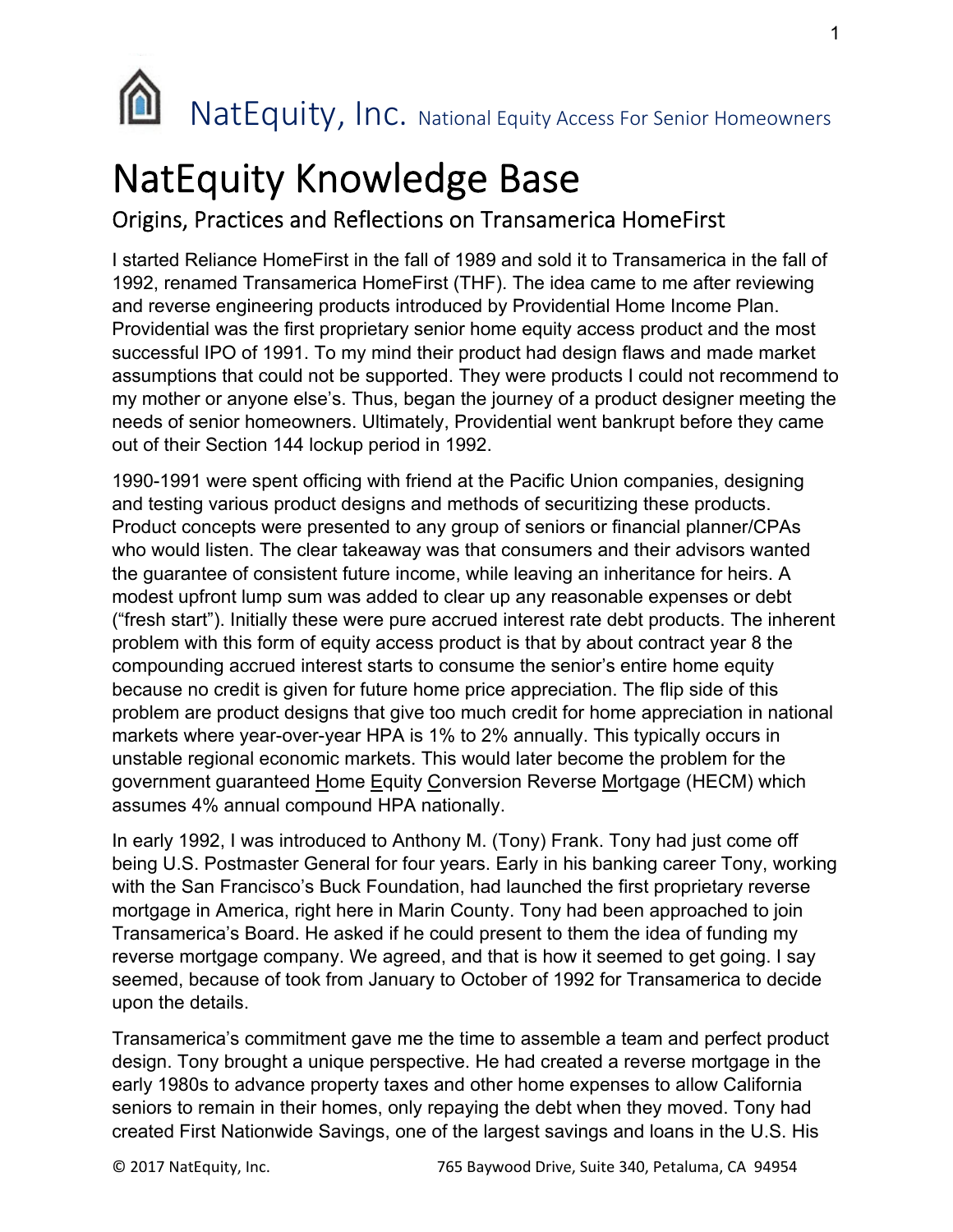NatEquity, Inc. National Equity Access For Senior Homeowners

# NatEquity Knowledge Base

## Origins, Practices and Reflections on Transamerica HomeFirst

I started Reliance HomeFirst in the fall of 1989 and sold it to Transamerica in the fall of 1992, renamed Transamerica HomeFirst (THF). The idea came to me after reviewing and reverse engineering products introduced by Providential Home Income Plan. Providential was the first proprietary senior home equity access product and the most successful IPO of 1991. To my mind their product had design flaws and made market assumptions that could not be supported. They were products I could not recommend to my mother or anyone else's. Thus, began the journey of a product designer meeting the needs of senior homeowners. Ultimately, Providential went bankrupt before they came out of their Section 144 lockup period in 1992.

1990-1991 were spent officing with friend at the Pacific Union companies, designing and testing various product designs and methods of securitizing these products. Product concepts were presented to any group of seniors or financial planner/CPAs who would listen. The clear takeaway was that consumers and their advisors wanted the guarantee of consistent future income, while leaving an inheritance for heirs. A modest upfront lump sum was added to clear up any reasonable expenses or debt ("fresh start"). Initially these were pure accrued interest rate debt products. The inherent problem with this form of equity access product is that by about contract year 8 the compounding accrued interest starts to consume the senior's entire home equity because no credit is given for future home price appreciation. The flip side of this problem are product designs that give too much credit for home appreciation in national markets where year-over-year HPA is 1% to 2% annually. This typically occurs in unstable regional economic markets. This would later become the problem for the government guaranteed Home Equity Conversion Reverse Mortgage (HECM) which assumes 4% annual compound HPA nationally.

In early 1992, I was introduced to Anthony M. (Tony) Frank. Tony had just come off being U.S. Postmaster General for four years. Early in his banking career Tony, working with the San Francisco's Buck Foundation, had launched the first proprietary reverse mortgage in America, right here in Marin County. Tony had been approached to join Transamerica's Board. He asked if he could present to them the idea of funding my reverse mortgage company. We agreed, and that is how it seemed to get going. I say seemed, because of took from January to October of 1992 for Transamerica to decide upon the details.

Transamerica's commitment gave me the time to assemble a team and perfect product design. Tony brought a unique perspective. He had created a reverse mortgage in the early 1980s to advance property taxes and other home expenses to allow California seniors to remain in their homes, only repaying the debt when they moved. Tony had created First Nationwide Savings, one of the largest savings and loans in the U.S. His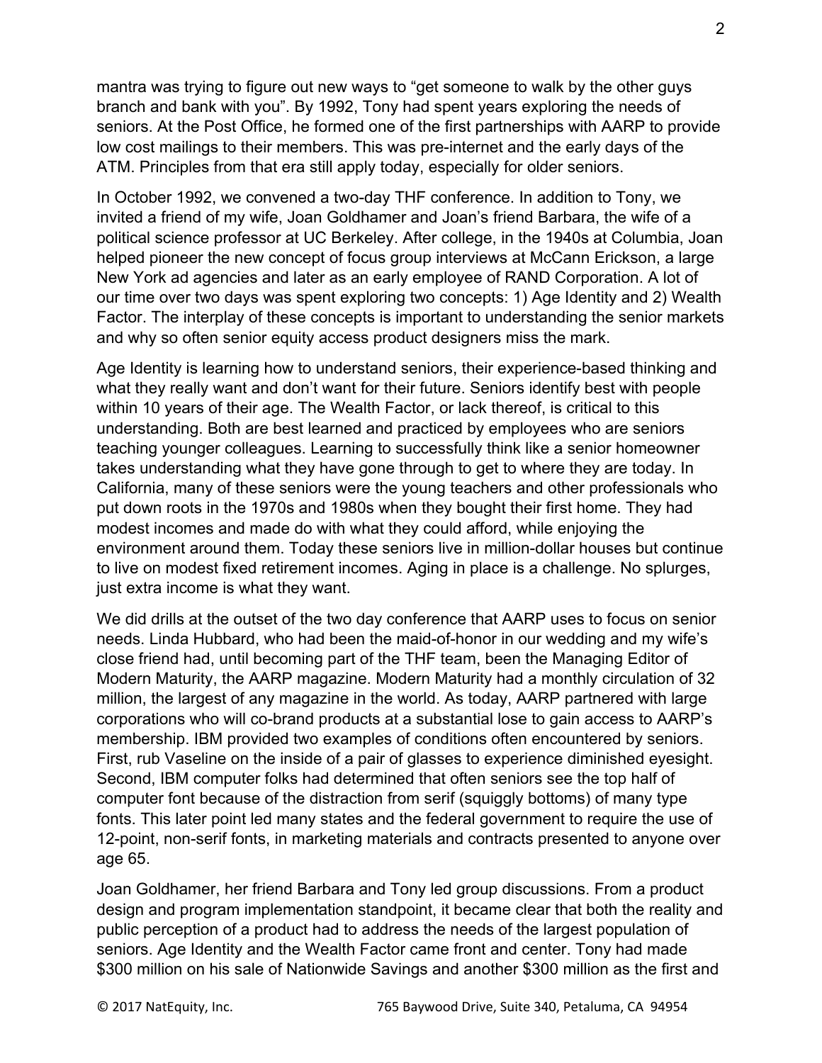mantra was trying to figure out new ways to "get someone to walk by the other guys branch and bank with you". By 1992, Tony had spent years exploring the needs of seniors. At the Post Office, he formed one of the first partnerships with AARP to provide low cost mailings to their members. This was pre-internet and the early days of the ATM. Principles from that era still apply today, especially for older seniors.

In October 1992, we convened a two-day THF conference. In addition to Tony, we invited a friend of my wife, Joan Goldhamer and Joan's friend Barbara, the wife of a political science professor at UC Berkeley. After college, in the 1940s at Columbia, Joan helped pioneer the new concept of focus group interviews at McCann Erickson, a large New York ad agencies and later as an early employee of RAND Corporation. A lot of our time over two days was spent exploring two concepts: 1) Age Identity and 2) Wealth Factor. The interplay of these concepts is important to understanding the senior markets and why so often senior equity access product designers miss the mark.

Age Identity is learning how to understand seniors, their experience-based thinking and what they really want and don't want for their future. Seniors identify best with people within 10 years of their age. The Wealth Factor, or lack thereof, is critical to this understanding. Both are best learned and practiced by employees who are seniors teaching younger colleagues. Learning to successfully think like a senior homeowner takes understanding what they have gone through to get to where they are today. In California, many of these seniors were the young teachers and other professionals who put down roots in the 1970s and 1980s when they bought their first home. They had modest incomes and made do with what they could afford, while enjoying the environment around them. Today these seniors live in million-dollar houses but continue to live on modest fixed retirement incomes. Aging in place is a challenge. No splurges, just extra income is what they want.

We did drills at the outset of the two day conference that AARP uses to focus on senior needs. Linda Hubbard, who had been the maid-of-honor in our wedding and my wife's close friend had, until becoming part of the THF team, been the Managing Editor of Modern Maturity, the AARP magazine. Modern Maturity had a monthly circulation of 32 million, the largest of any magazine in the world. As today, AARP partnered with large corporations who will co-brand products at a substantial lose to gain access to AARP's membership. IBM provided two examples of conditions often encountered by seniors. First, rub Vaseline on the inside of a pair of glasses to experience diminished eyesight. Second, IBM computer folks had determined that often seniors see the top half of computer font because of the distraction from serif (squiggly bottoms) of many type fonts. This later point led many states and the federal government to require the use of 12-point, non-serif fonts, in marketing materials and contracts presented to anyone over age 65.

Joan Goldhamer, her friend Barbara and Tony led group discussions. From a product design and program implementation standpoint, it became clear that both the reality and public perception of a product had to address the needs of the largest population of seniors. Age Identity and the Wealth Factor came front and center. Tony had made $300 million on his sale of Nationwide Savings and another $300 million as the first and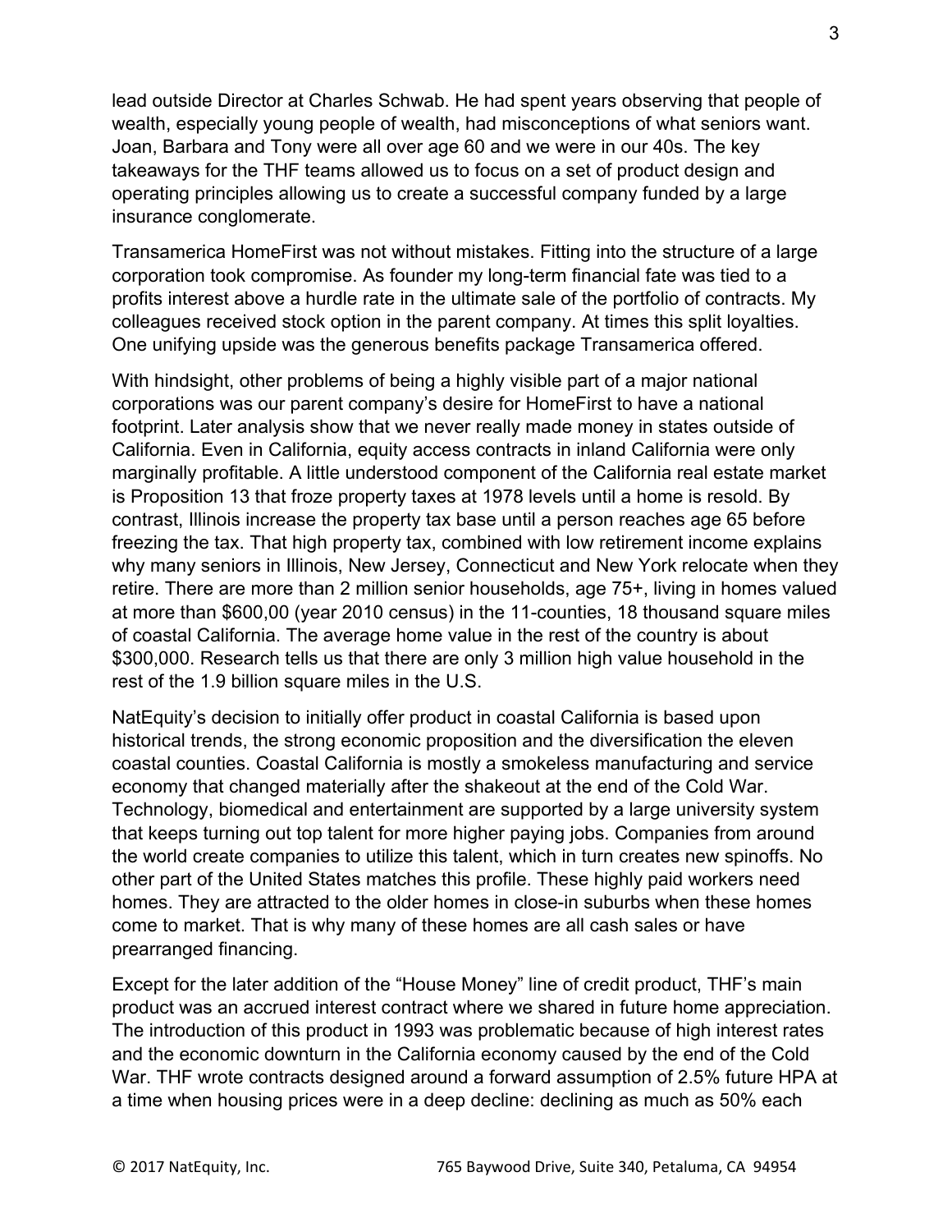lead outside Director at Charles Schwab. He had spent years observing that people of wealth, especially young people of wealth, had misconceptions of what seniors want. Joan, Barbara and Tony were all over age 60 and we were in our 40s. The key takeaways for the THF teams allowed us to focus on a set of product design and operating principles allowing us to create a successful company funded by a large insurance conglomerate.

Transamerica HomeFirst was not without mistakes. Fitting into the structure of a large corporation took compromise. As founder my long-term financial fate was tied to a profits interest above a hurdle rate in the ultimate sale of the portfolio of contracts. My colleagues received stock option in the parent company. At times this split loyalties. One unifying upside was the generous benefits package Transamerica offered.

With hindsight, other problems of being a highly visible part of a major national corporations was our parent company's desire for HomeFirst to have a national footprint. Later analysis show that we never really made money in states outside of California. Even in California, equity access contracts in inland California were only marginally profitable. A little understood component of the California real estate market is Proposition 13 that froze property taxes at 1978 levels until a home is resold. By contrast, Illinois increase the property tax base until a person reaches age 65 before freezing the tax. That high property tax, combined with low retirement income explains why many seniors in Illinois, New Jersey, Connecticut and New York relocate when they retire. There are more than 2 million senior households, age 75+, living in homes valued at more than $600,00 (year 2010 census) in the 11-counties, 18 thousand square miles of coastal California. The average home value in the rest of the country is about $300,000. Research tells us that there are only 3 million high value household in the rest of the 1.9 billion square miles in the U.S.

NatEquity's decision to initially offer product in coastal California is based upon historical trends, the strong economic proposition and the diversification the eleven coastal counties. Coastal California is mostly a smokeless manufacturing and service economy that changed materially after the shakeout at the end of the Cold War. Technology, biomedical and entertainment are supported by a large university system that keeps turning out top talent for more higher paying jobs. Companies from around the world create companies to utilize this talent, which in turn creates new spinoffs. No other part of the United States matches this profile. These highly paid workers need homes. They are attracted to the older homes in close-in suburbs when these homes come to market. That is why many of these homes are all cash sales or have prearranged financing.

Except for the later addition of the "House Money" line of credit product, THF's main product was an accrued interest contract where we shared in future home appreciation. The introduction of this product in 1993 was problematic because of high interest rates and the economic downturn in the California economy caused by the end of the Cold War. THF wrote contracts designed around a forward assumption of 2.5% future HPA at a time when housing prices were in a deep decline: declining as much as 50% each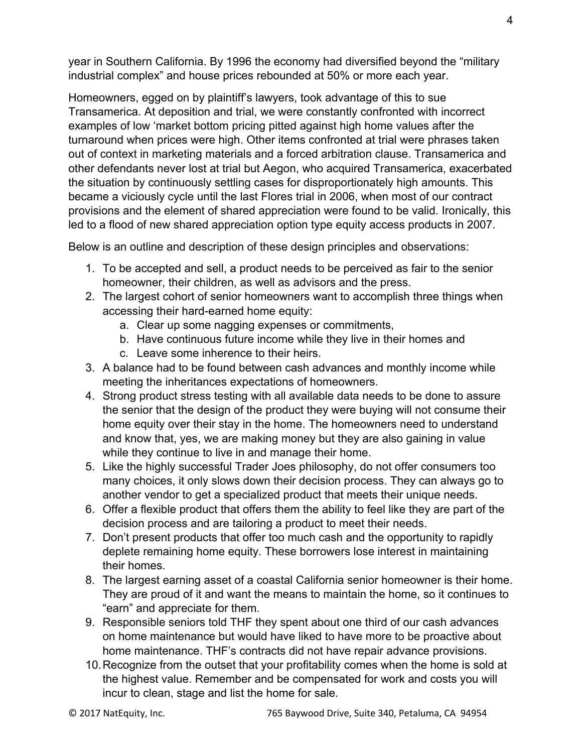year in Southern California. By 1996 the economy had diversified beyond the "military industrial complex" and house prices rebounded at 50% or more each year.

Homeowners, egged on by plaintiff's lawyers, took advantage of this to sue Transamerica. At deposition and trial, we were constantly confronted with incorrect examples of low 'market bottom pricing pitted against high home values after the turnaround when prices were high. Other items confronted at trial were phrases taken out of context in marketing materials and a forced arbitration clause. Transamerica and other defendants never lost at trial but Aegon, who acquired Transamerica, exacerbated the situation by continuously settling cases for disproportionately high amounts. This became a viciously cycle until the last Flores trial in 2006, when most of our contract provisions and the element of shared appreciation were found to be valid. Ironically, this led to a flood of new shared appreciation option type equity access products in 2007.

Below is an outline and description of these design principles and observations:

1. To be accepted and sell, a product needs to be perceived as fair to the senior homeowner, their children, as well as advisors and the press.
2. The largest cohort of senior homeowners want to accomplish three things when accessing their hard-earned home equity:
    a. Clear up some nagging expenses or commitments,
    b. Have continuous future income while they live in their homes and
    c. Leave some inherence to their heirs.
3. A balance had to be found between cash advances and monthly income while meeting the inheritances expectations of homeowners.
4. Strong product stress testing with all available data needs to be done to assure the senior that the design of the product they were buying will not consume their home equity over their stay in the home. The homeowners need to understand and know that, yes, we are making money but they are also gaining in value while they continue to live in and manage their home.
5. Like the highly successful Trader Joes philosophy, do not offer consumers too many choices, it only slows down their decision process. They can always go to another vendor to get a specialized product that meets their unique needs.
6. Offer a flexible product that offers them the ability to feel like they are part of the decision process and are tailoring a product to meet their needs.
7. Don't present products that offer too much cash and the opportunity to rapidly deplete remaining home equity. These borrowers lose interest in maintaining their homes.
8. The largest earning asset of a coastal California senior homeowner is their home. They are proud of it and want the means to maintain the home, so it continues to "earn" and appreciate for them.
9. Responsible seniors told THF they spent about one third of our cash advances on home maintenance but would have liked to have more to be proactive about home maintenance. THF's contracts did not have repair advance provisions.
10. Recognize from the outset that your profitability comes when the home is sold at the highest value. Remember and be compensated for work and costs you will incur to clean, stage and list the home for sale.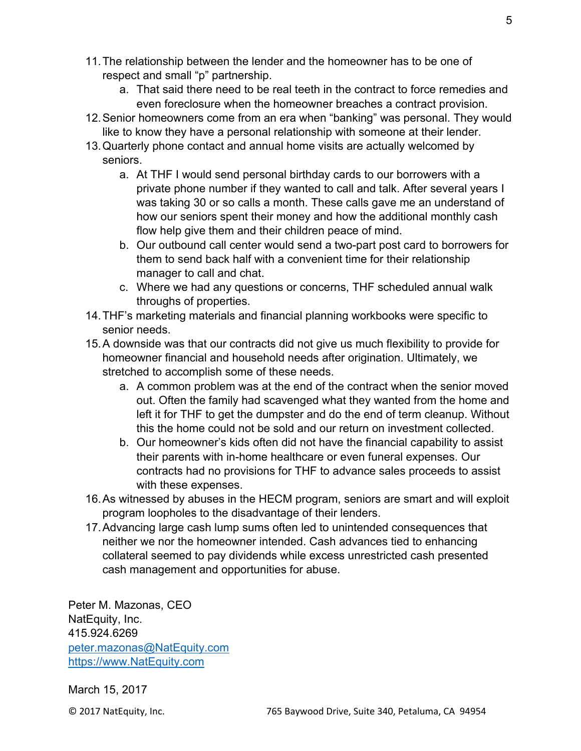11. The relationship between the lender and the homeowner has to be one of respect and small "p" partnership.
    a. That said there need to be real teeth in the contract to force remedies and even foreclosure when the homeowner breaches a contract provision.
12. Senior homeowners come from an era when "banking" was personal. They would like to know they have a personal relationship with someone at their lender.
13. Quarterly phone contact and annual home visits are actually welcomed by seniors.
    a. At THF I would send personal birthday cards to our borrowers with a private phone number if they wanted to call and talk. After several years I was taking 30 or so calls a month. These calls gave me an understand of how our seniors spent their money and how the additional monthly cash flow help give them and their children peace of mind.
    b. Our outbound call center would send a two-part post card to borrowers for them to send back half with a convenient time for their relationship manager to call and chat.
    c. Where we had any questions or concerns, THF scheduled annual walk throughs of properties.
14. THF's marketing materials and financial planning workbooks were specific to senior needs.
15. A downside was that our contracts did not give us much flexibility to provide for homeowner financial and household needs after origination. Ultimately, we stretched to accomplish some of these needs.
    a. A common problem was at the end of the contract when the senior moved out. Often the family had scavenged what they wanted from the home and left it for THF to get the dumpster and do the end of term cleanup. Without this the home could not be sold and our return on investment collected.
    b. Our homeowner's kids often did not have the financial capability to assist their parents with in-home healthcare or even funeral expenses. Our contracts had no provisions for THF to advance sales proceeds to assist with these expenses.
16. As witnessed by abuses in the HECM program, seniors are smart and will exploit program loopholes to the disadvantage of their lenders.
17. Advancing large cash lump sums often led to unintended consequences that neither we nor the homeowner intended. Cash advances tied to enhancing collateral seemed to pay dividends while excess unrestricted cash presented cash management and opportunities for abuse.

Peter M. Mazonas, CEO
NatEquity, Inc.
415.924.6269
peter.mazonas@NatEquity.com
https://www.NatEquity.com

March 15, 2017

© 2017 NatEquity, Inc. 765 Baywood Drive, Suite 340, Petaluma, CA 94954